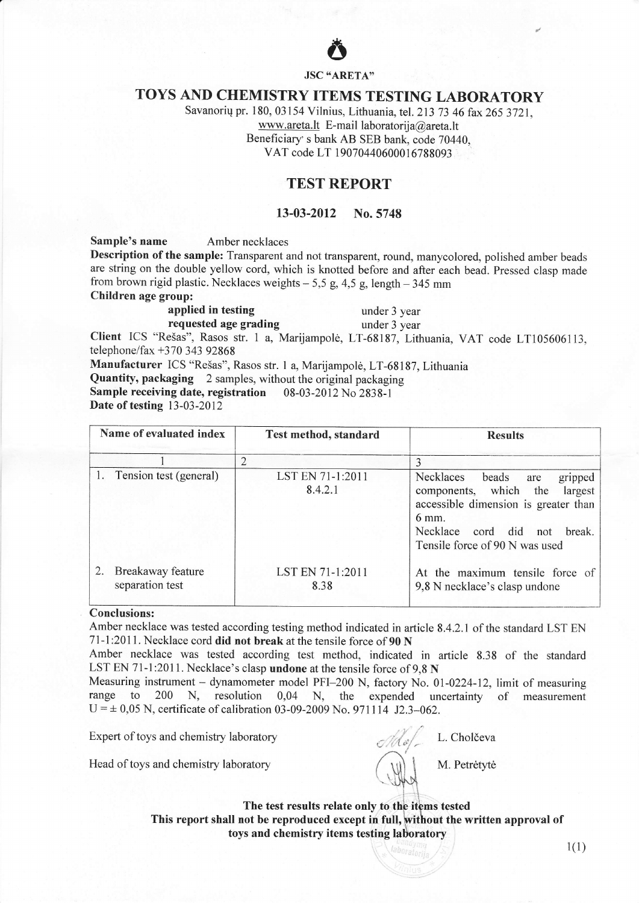**JSC "ARETA"**

# TOYS AND CHEMISTRY ITEMS TESTING LABORATORY

Savanorių pr. 180, 03154 Vilnius, Lithuania, tel. 213 73 46 fax 265 3721,
www.areta.lt E-mail laboratorija@areta.lt
Beneficiary' s bank AB SEB bank, code 70440,
VAT code LT 190704406000167888093

## TEST REPORT

**13-03-2012 No. 5748**

**Sample's name** Amber necklaces

**Description of the sample:** Transparent and not transparent, round, manycolored, polished amber beads are string on the double yellow cord, which is knotted before and after each bead. Pressed clasp made from brown rigid plastic. Necklaces weights – 5,5 g, 4,5 g, length – 345 mm

**Children age group:**

**applied in testing** under 3 year
**requested age grading** under 3 year

**Client** ICS "Rešas", Rasos str. 1 a, Marijampolė, LT-68187, Lithuania, VAT code LT105606113, telephone/fax +370 343 92868

**Manufacturer** ICS "Rešas", Rasos str. 1 a, Marijampolė, LT-68187, Lithuania

**Quantity, packaging** 2 samples, without the original packaging

**Sample receiving date, registration** 08-03-2012 No 2838-1

**Date of testing** 13-03-2012

| Name of evaluated index | Test method, standard | Results |
|---|---|---|
| 1 | 2 | 3 |
| 1. Tension test (general) | LST EN 71-1:2011 8.4.2.1 | Necklaces beads are gripped components, which the largest accessible dimension is greater than 6 mm. Necklace cord did not break. Tensile force of 90 N was used |
| 2. Breakaway feature separation test | LST EN 71-1:2011 8.38 | At the maximum tensile force of 9,8 N necklace's clasp undone |

**Conclusions:**

Amber necklace was tested according testing method indicated in article 8.4.2.1 of the standard LST EN 71-1:2011. Necklace cord **did not break** at the tensile force of **90 N**

Amber necklace was tested according test method, indicated in article 8.38 of the standard LST EN 71-1:2011. Necklace's clasp **undone** at the tensile force of 9,8 **N**

Measuring instrument – dynamometer model PFI–200 N, factory No. 01-0224-12, limit of measuring range to 200 N, resolution 0,04 N, the expended uncertainty of measurement U = ± 0,05 N, certificate of calibration 03-09-2009 No. 971114 J2.3–062.

Expert of toys and chemistry laboratory L. Cholčeva

Head of toys and chemistry laboratory M. Petrėtytė

**The test results relate only to the items tested**
**This report shall not be reproduced except in full, without the written approval of toys and chemistry items testing laboratory**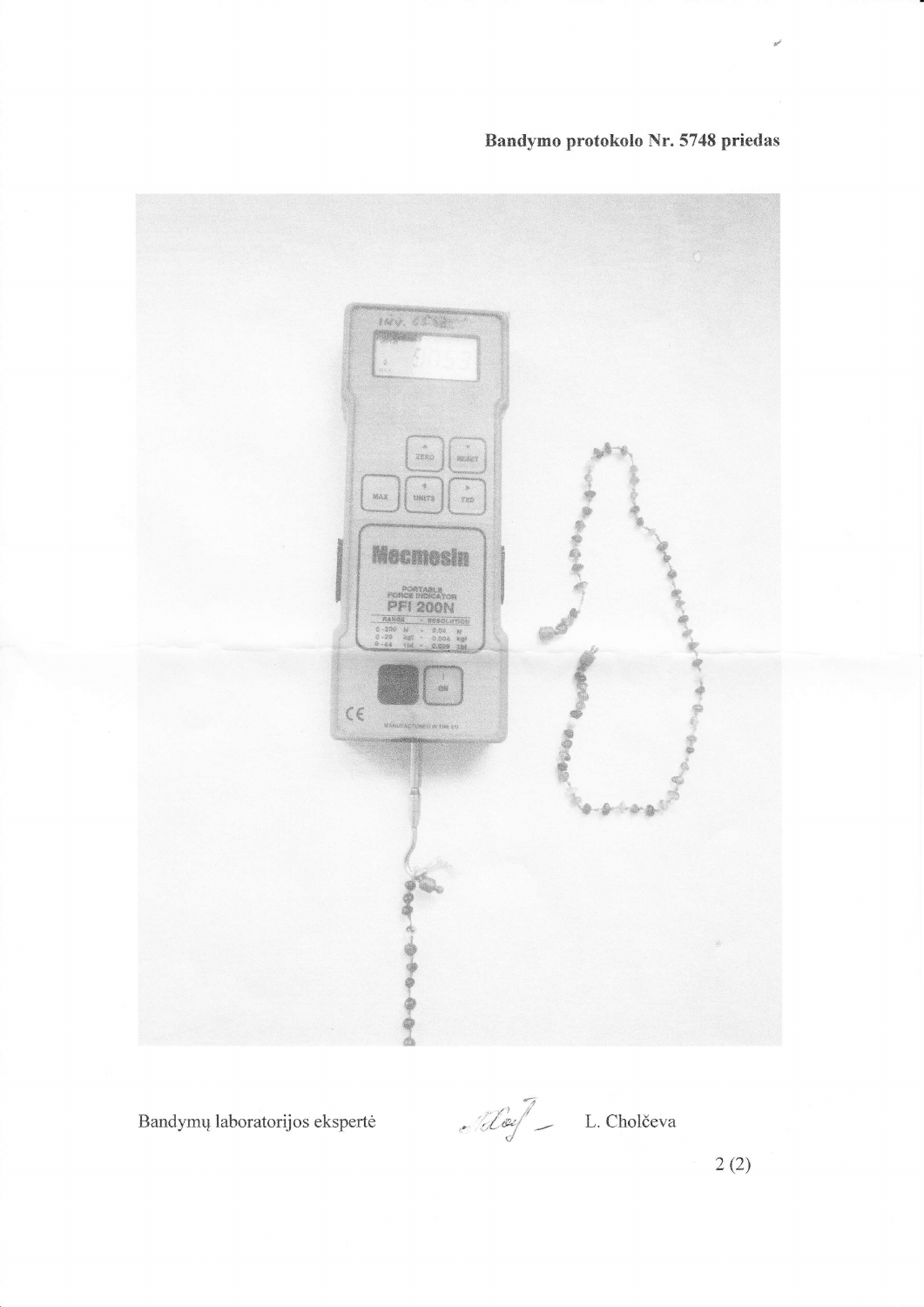**Bandymo protokolo Nr. 5748 priedas**

Bandymų laboratorijos ekspertė L. Cholčeva